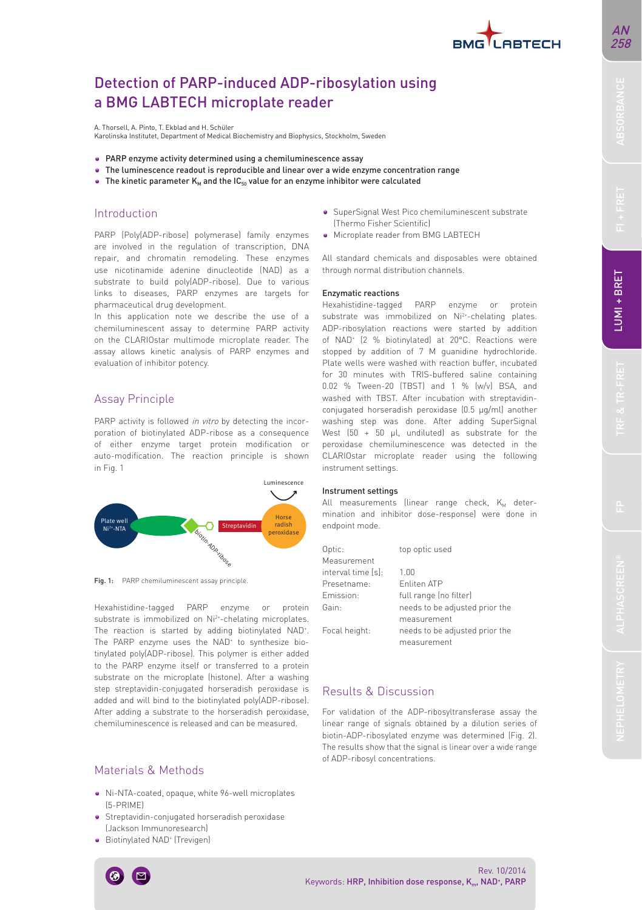# Detection of PARP-induced ADP-ribosylation using a BMG LABTECH microplate reader

A. Thorsell, A. Pinto, T. Ekblad and H. Schüler
Karolinska Institutet, Department of Medical Biochemistry and Biophysics, Stockholm, Sweden

- PARP enzyme activity determined using a chemiluminescence assay
- The luminescence readout is reproducible and linear over a wide enzyme concentration range
- The kinetic parameter $K_M$ and the $IC_{50}$ value for an enzyme inhibitor were calculated

## Introduction

PARP (Poly(ADP-ribose) polymerase) family enzymes are involved in the regulation of transcription, DNA repair, and chromatin remodeling. These enzymes use nicotinamide adenine dinucleotide (NAD) as a substrate to build poly(ADP-ribose). Due to various links to diseases, PARP enzymes are targets for pharmaceutical drug development.

In this application note we describe the use of a chemiluminescent assay to determine PARP activity on the CLARIOstar multimode microplate reader. The assay allows kinetic analysis of PARP enzymes and evaluation of inhibitor potency.

## Assay Principle

PARP activity is followed *in vitro* by detecting the incorporation of biotinylated ADP-ribose as a consequence of either enzyme target protein modification or auto-modification. The reaction principle is shown in Fig. 1

Plate well $Ni^{2+}$-NTA — Streptavidin — Horse radish peroxidase — biotin-ADP-ribose — Luminescence

**Fig. 1:** PARP chemiluminescent assay principle.

Hexahistidine-tagged PARP enzyme or protein substrate is immobilized on $Ni^{2+}$-chelating microplates. The reaction is started by adding biotinylated $NAD^+$. The PARP enzyme uses the $NAD^+$ to synthesize biotinylated poly(ADP-ribose). This polymer is either added to the PARP enzyme itself or transferred to a protein substrate on the microplate (histone). After a washing step streptavidin-conjugated horseradish peroxidase is added and will bind to the biotinylated poly(ADP-ribose). After adding a substrate to the horseradish peroxidase, chemiluminescence is released and can be measured.

## Materials & Methods

- Ni-NTA-coated, opaque, white 96-well microplates (5-PRIME)
- Streptavidin-conjugated horseradish peroxidase (Jackson Immunoresearch)
- Biotinylated $NAD^+$ (Trevigen)
- SuperSignal West Pico chemiluminescent substrate (Thermo Fisher Scientific)
- Microplate reader from BMG LABTECH

All standard chemicals and disposables were obtained through normal distribution channels.

### Enzymatic reactions

Hexahistidine-tagged PARP enzyme or protein substrate was immobilized on $Ni^{2+}$-chelating plates. ADP-ribosylation reactions were started by addition of $NAD^+$ (2 % biotinylated) at 20°C. Reactions were stopped by addition of 7 M guanidine hydrochloride. Plate wells were washed with reaction buffer, incubated for 30 minutes with TRIS-buffered saline containing 0.02 % Tween-20 (TBST) and 1 % (w/v) BSA, and washed with TBST. After incubation with streptavidin-conjugated horseradish peroxidase (0.5 µg/ml) another washing step was done. After adding SuperSignal West (50 + 50 µl, undiluted) as substrate for the peroxidase chemiluminescence was detected in the CLARIOstar microplate reader using the following instrument settings.

### Instrument settings

All measurements (linear range check, $K_M$ determination and inhibitor dose-response) were done in endpoint mode.

| | |
|---|---|
| Optic: | top optic used |
| Measurement interval time [s]: | 1.00 |
| Presetname: | Enliten ATP |
| Emission: | full range (no filter) |
| Gain: | needs to be adjusted prior the measurement |
| Focal height: | needs to be adjusted prior the measurement |

## Results & Discussion

For validation of the ADP-ribosyltransferase assay the linear range of signals obtained by a dilution series of biotin-ADP-ribosylated enzyme was determined (Fig. 2). The results show that the signal is linear over a wide range of ADP-ribosyl concentrations.

Rev. 10/2014
Keywords: HRP, Inhibition dose response, $K_m$, $NAD^+$, PARP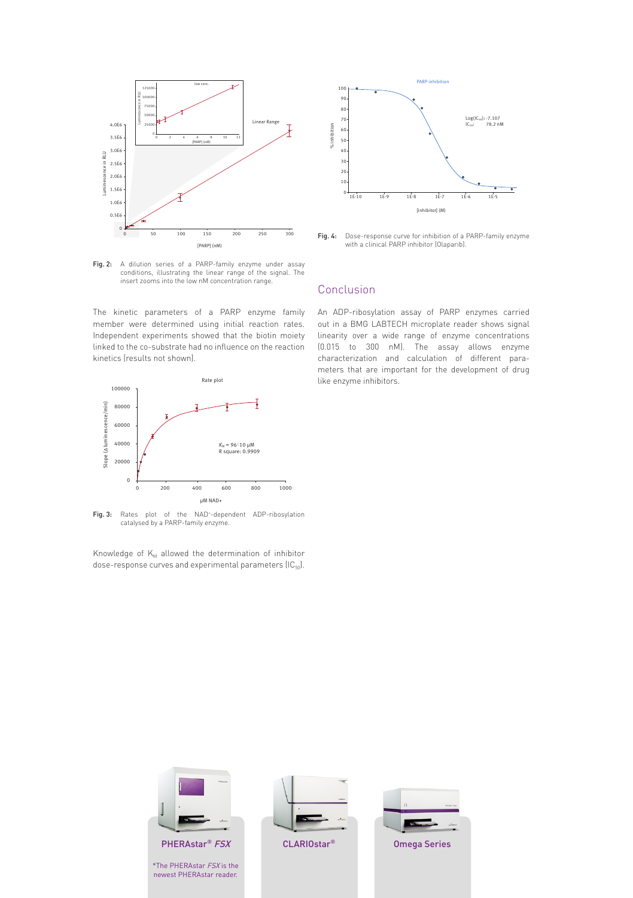low conc.

Luminescence in RLU

125000

100000

75000

50000

25000

0

0 2 4 6 8 10 12

[PARP] (nM)

Linear Range

Luminescence in RLU

4.0E6

3.5E6

3.0E6

2.5E6

2.0E6

1.5E6

1.0E6

0.5E6

0

0 50 100 150 200 250 300

[PARP] (nM)

**Fig. 2:** A dilution series of a PARP-family enzyme under assay conditions, illustrating the linear range of the signal. The insert zooms into the low nM concentration range.

The kinetic parameters of a PARP enzyme family member were determined using initial reaction rates. Independent experiments showed that the biotin moiety linked to the co-substrate had no influence on the reaction kinetics (results not shown).

Rate plot

Slope (Δ luminescence/min)

100000

80000

60000

40000

20000

0

0 200 400 600 800 1000

µM NAD+

$K_M$ = 96±10 µM

R square: 0.9909

**Fig. 3:** Rates plot of the $NAD^+$-dependent ADP-ribosylation catalysed by a PARP-family enzyme.

Knowledge of $K_M$ allowed the determination of inhibitor dose-response curves and experimental parameters ($IC_{50}$).

PARP inhibition

% inhibition

100

90

80

70

60

50

40

30

20

10

0

1E-10 1E-9 1E-8 1E-7 1E-6 1E-5

[inhibitor] (M)

Log($IC_{50}$): -7.107

$IC_{50}$: 78.2 nM

**Fig. 4:** Dose-response curve for inhibition of a PARP-family enzyme with a clinical PARP inhibitor (Olaparib).

## Conclusion

An ADP-ribosylation assay of PARP enzymes carried out in a BMG LABTECH microplate reader shows signal linearity over a wide range of enzyme concentrations (0.015 to 300 nM). The assay allows enzyme characterization and calculation of different parameters that are important for the development of drug like enzyme inhibitors.

PHERAstar® *FSX*

*The PHERAstar *FSX* is the newest PHERAstar reader.

CLARIOstar®

Omega Series